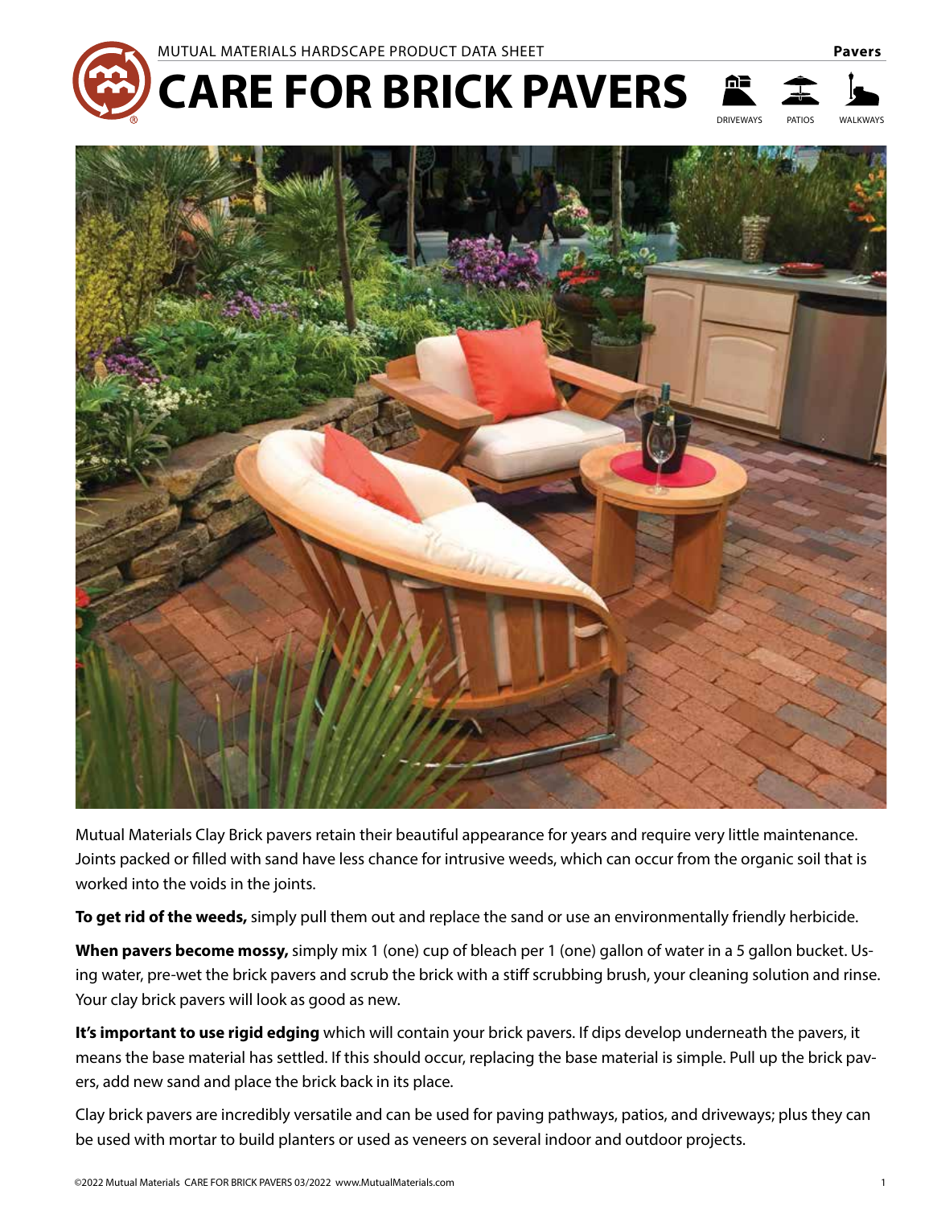MUTUAL MATERIALS HARDSCAPE PRODUCT DATA SHEET

Pavers

# CARE FOR BRICK PAVERS

DRIVEWAYS PATIOS WALKWAYS

Mutual Materials Clay Brick pavers retain their beautiful appearance for years and require very little maintenance. Joints packed or filled with sand have less chance for intrusive weeds, which can occur from the organic soil that is worked into the voids in the joints.

**To get rid of the weeds,** simply pull them out and replace the sand or use an environmentally friendly herbicide.

**When pavers become mossy,** simply mix 1 (one) cup of bleach per 1 (one) gallon of water in a 5 gallon bucket. Using water, pre-wet the brick pavers and scrub the brick with a stiff scrubbing brush, your cleaning solution and rinse. Your clay brick pavers will look as good as new.

**It's important to use rigid edging** which will contain your brick pavers. If dips develop underneath the pavers, it means the base material has settled. If this should occur, replacing the base material is simple. Pull up the brick pavers, add new sand and place the brick back in its place.

Clay brick pavers are incredibly versatile and can be used for paving pathways, patios, and driveways; plus they can be used with mortar to build planters or used as veneers on several indoor and outdoor projects.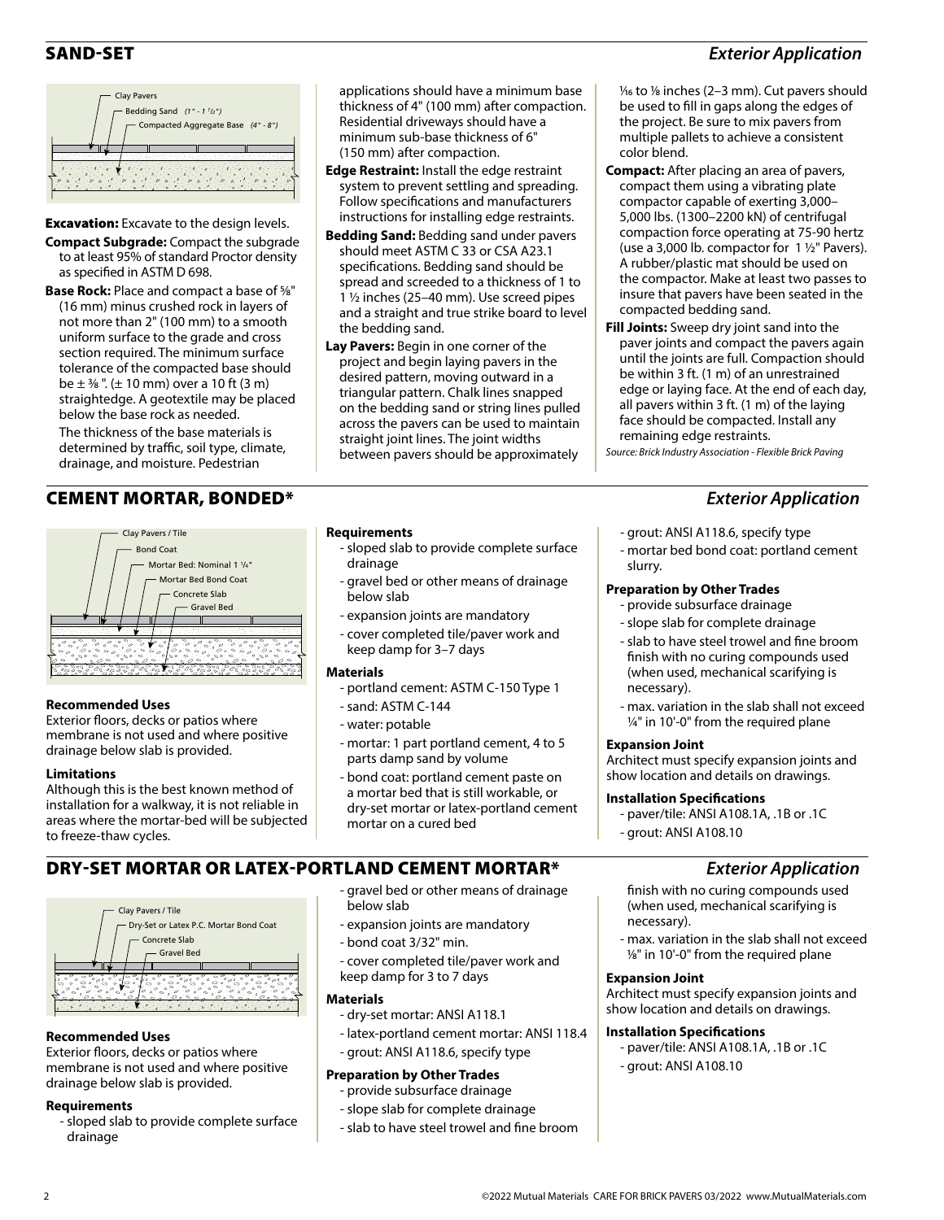## SAND-SET

*Exterior Application*

Clay Pavers

Bedding Sand (1" - 1 1/2")

Compacted Aggregate Base (4" - 8")

**Excavation:** Excavate to the design levels.

**Compact Subgrade:** Compact the subgrade to at least 95% of standard Proctor density as specified in ASTM D 698.

**Base Rock:** Place and compact a base of ⅝" (16 mm) minus crushed rock in layers of not more than 2" (100 mm) to a smooth uniform surface to the grade and cross section required. The minimum surface tolerance of the compacted base should be ± ⅜ ". (± 10 mm) over a 10 ft (3 m) straightedge. A geotextile may be placed below the base rock as needed.

The thickness of the base materials is determined by traffic, soil type, climate, drainage, and moisture. Pedestrian applications should have a minimum base thickness of 4" (100 mm) after compaction. Residential driveways should have a minimum sub-base thickness of 6" (150 mm) after compaction.

**Edge Restraint:** Install the edge restraint system to prevent settling and spreading. Follow specifications and manufacturers instructions for installing edge restraints.

**Bedding Sand:** Bedding sand under pavers should meet ASTM C 33 or CSA A23.1 specifications. Bedding sand should be spread and screeded to a thickness of 1 to 1 ½ inches (25–40 mm). Use screed pipes and a straight and true strike board to level the bedding sand.

**Lay Pavers:** Begin in one corner of the project and begin laying pavers in the desired pattern, moving outward in a triangular pattern. Chalk lines snapped on the bedding sand or string lines pulled across the pavers can be used to maintain straight joint lines. The joint widths between pavers should be approximately 1⁄16 to ⅛ inches (2–3 mm). Cut pavers should be used to fill in gaps along the edges of the project. Be sure to mix pavers from multiple pallets to achieve a consistent color blend.

**Compact:** After placing an area of pavers, compact them using a vibrating plate compactor capable of exerting 3,000–5,000 lbs. (1300–2200 kN) of centrifugal compaction force operating at 75-90 hertz (use a 3,000 lb. compactor for 1 ½" Pavers). A rubber/plastic mat should be used on the compactor. Make at least two passes to insure that pavers have been seated in the compacted bedding sand.

**Fill Joints:** Sweep dry joint sand into the paver joints and compact the pavers again until the joints are full. Compaction should be within 3 ft. (1 m) of an unrestrained edge or laying face. At the end of each day, all pavers within 3 ft. (1 m) of the laying face should be compacted. Install any remaining edge restraints.

*Source: Brick Industry Association - Flexible Brick Paving*

## CEMENT MORTAR, BONDED*

*Exterior Application*

Clay Pavers / Tile

Bond Coat

Mortar Bed: Nominal 1 1/4"

Mortar Bed Bond Coat

Concrete Slab

Gravel Bed

**Recommended Uses**

Exterior floors, decks or patios where membrane is not used and where positive drainage below slab is provided.

**Limitations**

Although this is the best known method of installation for a walkway, it is not reliable in areas where the mortar-bed will be subjected to freeze-thaw cycles.

**Requirements**

- sloped slab to provide complete surface drainage
- gravel bed or other means of drainage below slab
- expansion joints are mandatory
- cover completed tile/paver work and keep damp for 3–7 days

**Materials**

- portland cement: ASTM C-150 Type 1
- sand: ASTM C-144
- water: potable
- mortar: 1 part portland cement, 4 to 5 parts damp sand by volume
- bond coat: portland cement paste on a mortar bed that is still workable, or dry-set mortar or latex-portland cement mortar on a cured bed
- grout: ANSI A118.6, specify type
- mortar bed bond coat: portland cement slurry.

**Preparation by Other Trades**

- provide subsurface drainage
- slope slab for complete drainage
- slab to have steel trowel and fine broom finish with no curing compounds used (when used, mechanical scarifying is necessary).
- max. variation in the slab shall not exceed ¼" in 10'-0" from the required plane

**Expansion Joint**

Architect must specify expansion joints and show location and details on drawings.

**Installation Specifications**

- paver/tile: ANSI A108.1A, .1B or .1C
- grout: ANSI A108.10

## DRY-SET MORTAR OR LATEX-PORTLAND CEMENT MORTAR*

*Exterior Application*

Clay Pavers / Tile

Dry-Set or Latex P.C. Mortar Bond Coat

Concrete Slab

Gravel Bed

**Recommended Uses**

Exterior floors, decks or patios where membrane is not used and where positive drainage below slab is provided.

**Requirements**

- sloped slab to provide complete surface drainage
- gravel bed or other means of drainage below slab
- expansion joints are mandatory
- bond coat 3/32" min.
- cover completed tile/paver work and keep damp for 3 to 7 days

**Materials**

- dry-set mortar: ANSI A118.1
- latex-portland cement mortar: ANSI 118.4
- grout: ANSI A118.6, specify type

**Preparation by Other Trades**

- provide subsurface drainage
- slope slab for complete drainage
- slab to have steel trowel and fine broom finish with no curing compounds used (when used, mechanical scarifying is necessary).
- max. variation in the slab shall not exceed ⅛" in 10'-0" from the required plane

**Expansion Joint**

Architect must specify expansion joints and show location and details on drawings.

**Installation Specifications**

- paver/tile: ANSI A108.1A, .1B or .1C
- grout: ANSI A108.10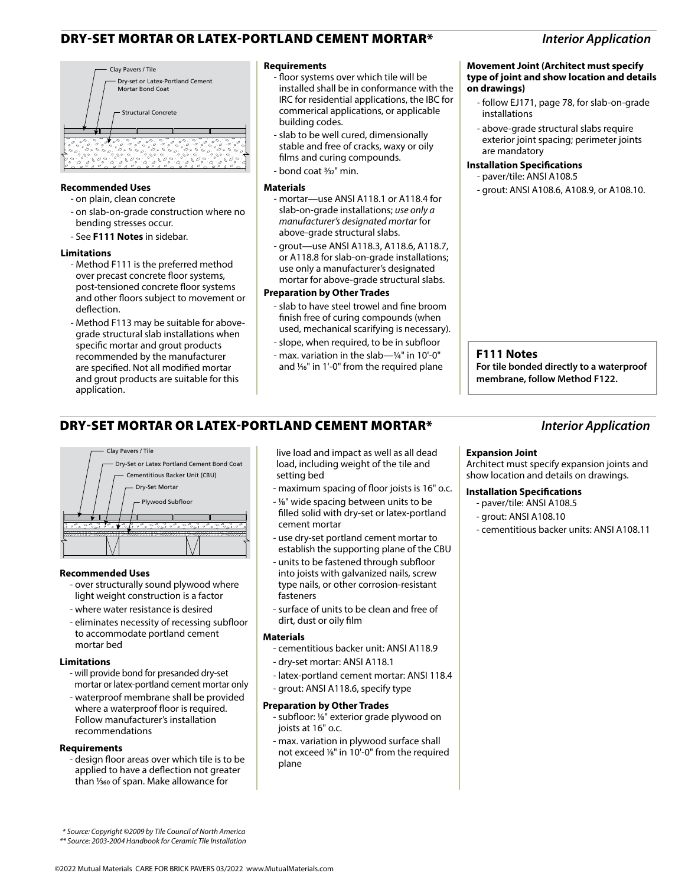## DRY-SET MORTAR OR LATEX-PORTLAND CEMENT MORTAR* *Interior Application*

Clay Pavers / Tile

Dry-set or Latex-Portland Cement Mortar Bond Coat

Structural Concrete

**Recommended Uses**

- on plain, clean concrete
- on slab-on-grade construction where no bending stresses occur.
- See **F111 Notes** in sidebar.

**Limitations**

- Method F111 is the preferred method over precast concrete floor systems, post-tensioned concrete floor systems and other floors subject to movement or deflection.
- Method F113 may be suitable for above-grade structural slab installations when specific mortar and grout products recommended by the manufacturer are specified. Not all modified mortar and grout products are suitable for this application.

**Requirements**

- floor systems over which tile will be installed shall be in conformance with the IRC for residential applications, the IBC for commerical applications, or applicable building codes.
- slab to be well cured, dimensionally stable and free of cracks, waxy or oily films and curing compounds.
- bond coat 3⁄32" min.

**Materials**

- mortar—use ANSI A118.1 or A118.4 for slab-on-grade installations; *use only a manufacturer's designated mortar* for above-grade structural slabs.
- grout—use ANSI A118.3, A118.6, A118.7, or A118.8 for slab-on-grade installations; use only a manufacturer's designated mortar for above-grade structural slabs.

**Preparation by Other Trades**

- slab to have steel trowel and fine broom finish free of curing compounds (when used, mechanical scarifying is necessary).
- slope, when required, to be in subfloor
- max. variation in the slab—¼" in 10'-0" and 1⁄16" in 1'-0" from the required plane

**Movement Joint (Architect must specify type of joint and show location and details on drawings)**

- follow EJ171, page 78, for slab-on-grade installations
- above-grade structural slabs require exterior joint spacing; perimeter joints are mandatory

**Installation Specifications**

- paver/tile: ANSI A108.5
- grout: ANSI A108.6, A108.9, or A108.10.

**F111 Notes**

**For tile bonded directly to a waterproof membrane, follow Method F122.**

## DRY-SET MORTAR OR LATEX-PORTLAND CEMENT MORTAR* *Interior Application*

Clay Pavers / Tile

Dry-Set or Latex Portland Cement Bond Coat

Cementitious Backer Unit (CBU)

Dry-Set Mortar

Plywood Subfloor

**Recommended Uses**

- over structurally sound plywood where light weight construction is a factor
- where water resistance is desired
- eliminates necessity of recessing subfloor to accommodate portland cement mortar bed

**Limitations**

- will provide bond for presanded dry-set mortar or latex-portland cement mortar only
- waterproof membrane shall be provided where a waterproof floor is required. Follow manufacturer's installation recommendations

**Requirements**

- design floor areas over which tile is to be applied to have a deflection not greater than 1⁄360 of span. Make allowance for live load and impact as well as all dead load, including weight of the tile and setting bed
- maximum spacing of floor joists is 16" o.c.
- ⅛" wide spacing between units to be filled solid with dry-set or latex-portland cement mortar
- use dry-set portland cement mortar to establish the supporting plane of the CBU
- units to be fastened through subfloor into joists with galvanized nails, screw type nails, or other corrosion-resistant fasteners
- surface of units to be clean and free of dirt, dust or oily film

**Materials**

- cementitious backer unit: ANSI A118.9
- dry-set mortar: ANSI A118.1
- latex-portland cement mortar: ANSI 118.4
- grout: ANSI A118.6, specify type

**Preparation by Other Trades**

- subfloor: ⅛" exterior grade plywood on joists at 16" o.c.
- max. variation in plywood surface shall not exceed ⅛" in 10'-0" from the required plane

**Expansion Joint**

Architect must specify expansion joints and show location and details on drawings.

**Installation Specifications**

- paver/tile: ANSI A108.5
- grout: ANSI A108.10
- cementitious backer units: ANSI A108.11

*\* Source: Copyright ©2009 by Tile Council of North America*
*\*\* Source: 2003-2004 Handbook for Ceramic Tile Installation*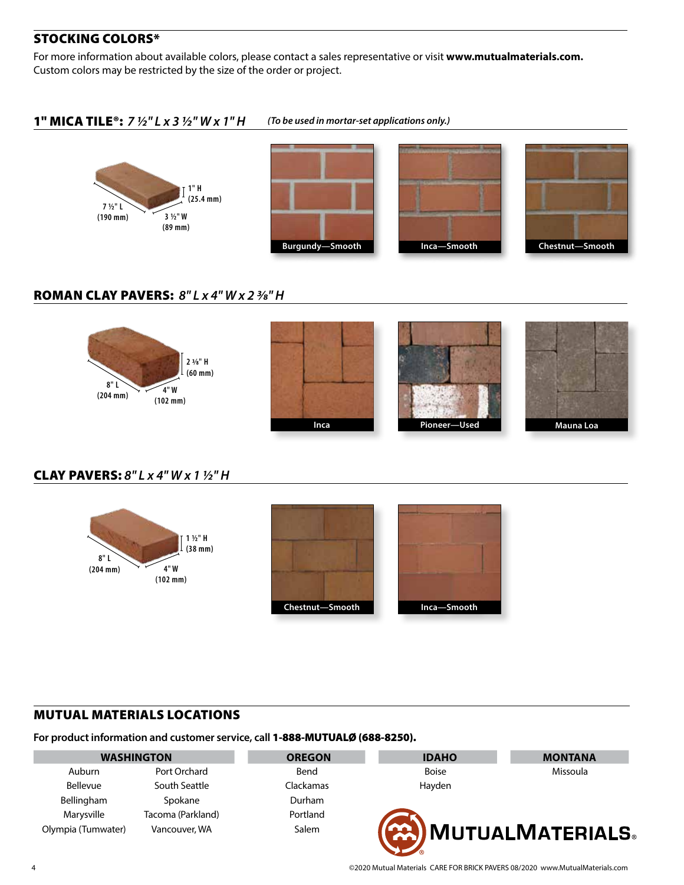## STOCKING COLORS*

For more information about available colors, please contact a sales representative or visit **www.mutualmaterials.com.** Custom colors may be restricted by the size of the order or project.

### 1" MICA TILE®: *7 ½" L x 3 ½" W x 1" H*

*(To be used in mortar-set applications only.)*

1" H (25.4 mm)
7 ½" L (190 mm)
3 ½" W (89 mm)

Burgundy—Smooth

Inca—Smooth

Chestnut—Smooth

### ROMAN CLAY PAVERS: *8" L x 4" W x 2 ⅜" H*

2 ⅜" H (60 mm)
8" L (204 mm)
4" W (102 mm)

Inca

Pioneer—Used

Mauna Loa

### CLAY PAVERS: *8" L x 4" W x 1 ½" H*

1 ½" H (38 mm)
8" L (204 mm)
4" W (102 mm)

Chestnut—Smooth

Inca—Smooth

## MUTUAL MATERIALS LOCATIONS

**For product information and customer service, call 1-888-MUTUALØ (688-8250).**

| WASHINGTON | | OREGON | IDAHO | MONTANA |
|---|---|---|---|---|
| Auburn | Port Orchard | Bend | Boise | Missoula |
| Bellevue | South Seattle | Clackamas | Hayden | |
| Bellingham | Spokane | Durham | | |
| Marysville | Tacoma (Parkland) | Portland | | |
| Olympia (Tumwater) | Vancouver, WA | Salem | | |

MUTUALMATERIALS®

©2020 Mutual Materials CARE FOR BRICK PAVERS 08/2020 www.MutualMaterials.com